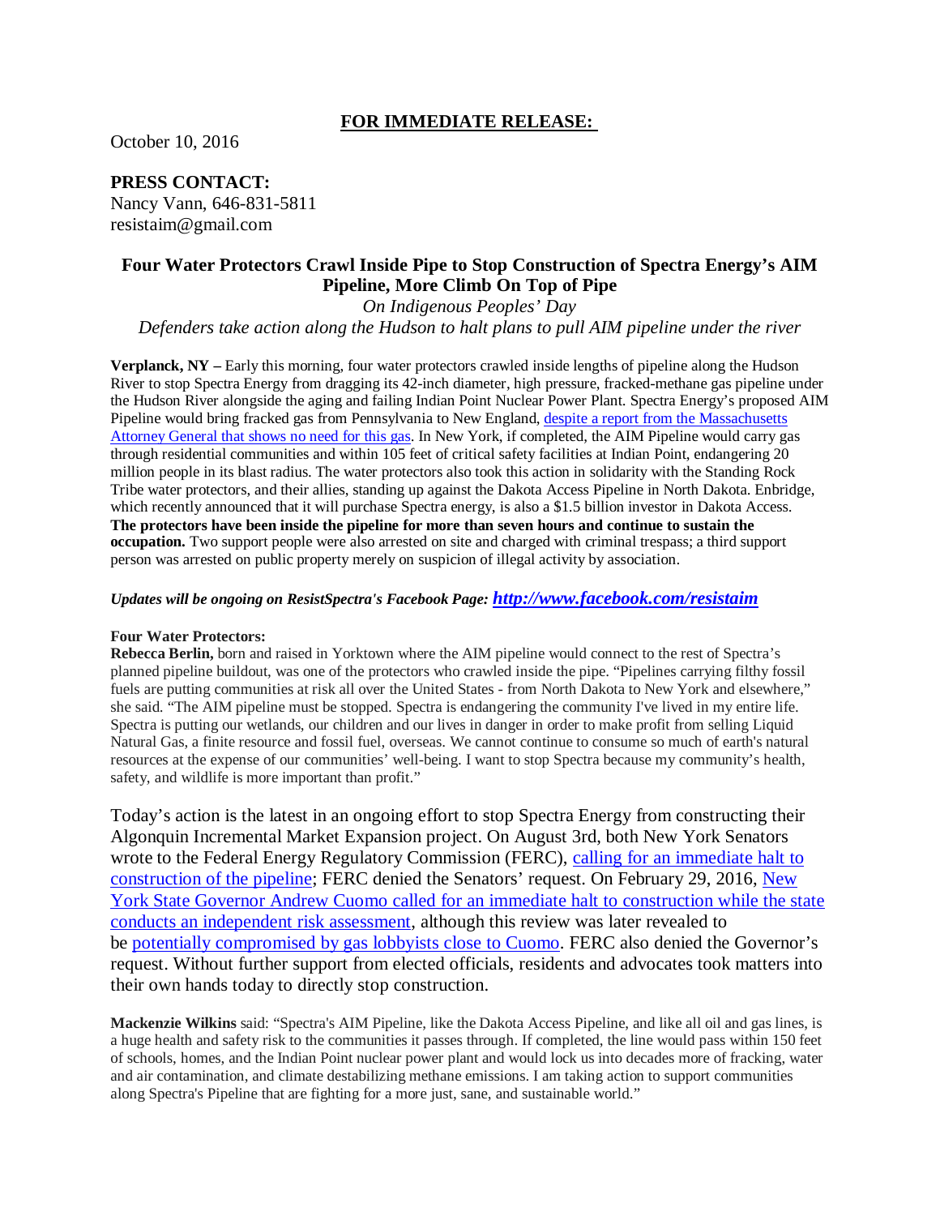**FOR IMMEDIATE RELEASE:**

October 10, 2016

**PRESS CONTACT:**
Nancy Vann, 646-831-5811
resistaim@gmail.com

## Four Water Protectors Crawl Inside Pipe to Stop Construction of Spectra Energy's AIM Pipeline, More Climb On Top of Pipe

*On Indigenous Peoples' Day*

*Defenders take action along the Hudson to halt plans to pull AIM pipeline under the river*

**Verplanck, NY –** Early this morning, four water protectors crawled inside lengths of pipeline along the Hudson River to stop Spectra Energy from dragging its 42-inch diameter, high pressure, fracked-methane gas pipeline under the Hudson River alongside the aging and failing Indian Point Nuclear Power Plant. Spectra Energy's proposed AIM Pipeline would bring fracked gas from Pennsylvania to New England, despite a report from the Massachusetts Attorney General that shows no need for this gas. In New York, if completed, the AIM Pipeline would carry gas through residential communities and within 105 feet of critical safety facilities at Indian Point, endangering 20 million people in its blast radius. The water protectors also took this action in solidarity with the Standing Rock Tribe water protectors, and their allies, standing up against the Dakota Access Pipeline in North Dakota. Enbridge, which recently announced that it will purchase Spectra energy, is also a $1.5 billion investor in Dakota Access. **The protectors have been inside the pipeline for more than seven hours and continue to sustain the occupation.** Two support people were also arrested on site and charged with criminal trespass; a third support person was arrested on public property merely on suspicion of illegal activity by association.

***Updates will be ongoing on ResistSpectra's Facebook Page: http://www.facebook.com/resistaim***

**Four Water Protectors:**

**Rebecca Berlin,** born and raised in Yorktown where the AIM pipeline would connect to the rest of Spectra's planned pipeline buildout, was one of the protectors who crawled inside the pipe. "Pipelines carrying filthy fossil fuels are putting communities at risk all over the United States - from North Dakota to New York and elsewhere," she said. "The AIM pipeline must be stopped. Spectra is endangering the community I've lived in my entire life. Spectra is putting our wetlands, our children and our lives in danger in order to make profit from selling Liquid Natural Gas, a finite resource and fossil fuel, overseas. We cannot continue to consume so much of earth's natural resources at the expense of our communities' well-being. I want to stop Spectra because my community's health, safety, and wildlife is more important than profit."

Today's action is the latest in an ongoing effort to stop Spectra Energy from constructing their Algonquin Incremental Market Expansion project. On August 3rd, both New York Senators wrote to the Federal Energy Regulatory Commission (FERC), calling for an immediate halt to construction of the pipeline; FERC denied the Senators' request. On February 29, 2016, New York State Governor Andrew Cuomo called for an immediate halt to construction while the state conducts an independent risk assessment, although this review was later revealed to be potentially compromised by gas lobbyists close to Cuomo. FERC also denied the Governor's request. Without further support from elected officials, residents and advocates took matters into their own hands today to directly stop construction.

**Mackenzie Wilkins** said: "Spectra's AIM Pipeline, like the Dakota Access Pipeline, and like all oil and gas lines, is a huge health and safety risk to the communities it passes through. If completed, the line would pass within 150 feet of schools, homes, and the Indian Point nuclear power plant and would lock us into decades more of fracking, water and air contamination, and climate destabilizing methane emissions. I am taking action to support communities along Spectra's Pipeline that are fighting for a more just, sane, and sustainable world."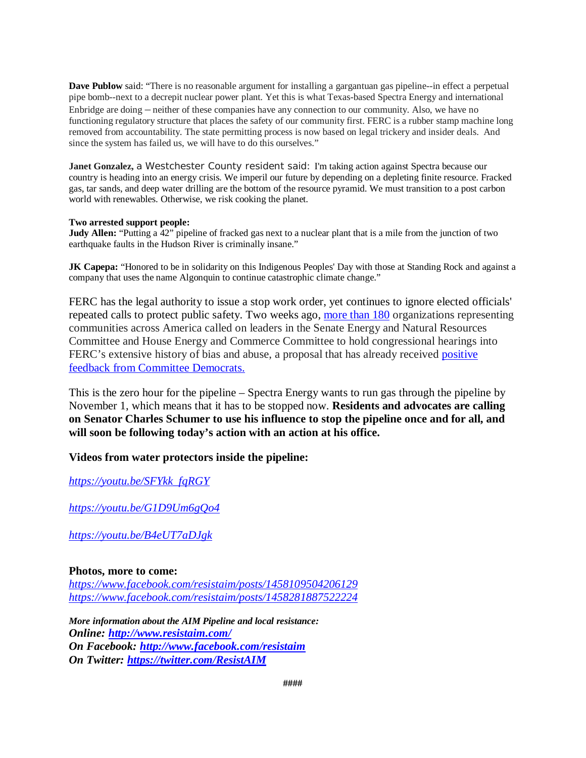**Dave Publow** said: "There is no reasonable argument for installing a gargantuan gas pipeline--in effect a perpetual pipe bomb--next to a decrepit nuclear power plant. Yet this is what Texas-based Spectra Energy and international Enbridge are doing – neither of these companies have any connection to our community. Also, we have no functioning regulatory structure that places the safety of our community first. FERC is a rubber stamp machine long removed from accountability. The state permitting process is now based on legal trickery and insider deals. And since the system has failed us, we will have to do this ourselves."

**Janet Gonzalez,** a Westchester County resident said: I'm taking action against Spectra because our country is heading into an energy crisis. We imperil our future by depending on a depleting finite resource. Fracked gas, tar sands, and deep water drilling are the bottom of the resource pyramid. We must transition to a post carbon world with renewables. Otherwise, we risk cooking the planet.

**Two arrested support people:**
**Judy Allen:** "Putting a 42" pipeline of fracked gas next to a nuclear plant that is a mile from the junction of two earthquake faults in the Hudson River is criminally insane."

**JK Capepa:** "Honored to be in solidarity on this Indigenous Peoples' Day with those at Standing Rock and against a company that uses the name Algonquin to continue catastrophic climate change."

FERC has the legal authority to issue a stop work order, yet continues to ignore elected officials' repeated calls to protect public safety. Two weeks ago, more than 180 organizations representing communities across America called on leaders in the Senate Energy and Natural Resources Committee and House Energy and Commerce Committee to hold congressional hearings into FERC's extensive history of bias and abuse, a proposal that has already received positive feedback from Committee Democrats.

This is the zero hour for the pipeline – Spectra Energy wants to run gas through the pipeline by November 1, which means that it has to be stopped now. **Residents and advocates are calling on Senator Charles Schumer to use his influence to stop the pipeline once and for all, and will soon be following today's action with an action at his office.**

**Videos from water protectors inside the pipeline:**

*https://youtu.be/SFYkk_fqRGY*

*https://youtu.be/G1D9Um6gQo4*

*https://youtu.be/B4eUT7aDJgk*

**Photos, more to come:**
*https://www.facebook.com/resistaim/posts/1458109504206129*
*https://www.facebook.com/resistaim/posts/1458281887522224*

***More information about the AIM Pipeline and local resistance:***
***Online: http://www.resistaim.com/***
***On Facebook: http://www.facebook.com/resistaim***
***On Twitter: https://twitter.com/ResistAIM***

####